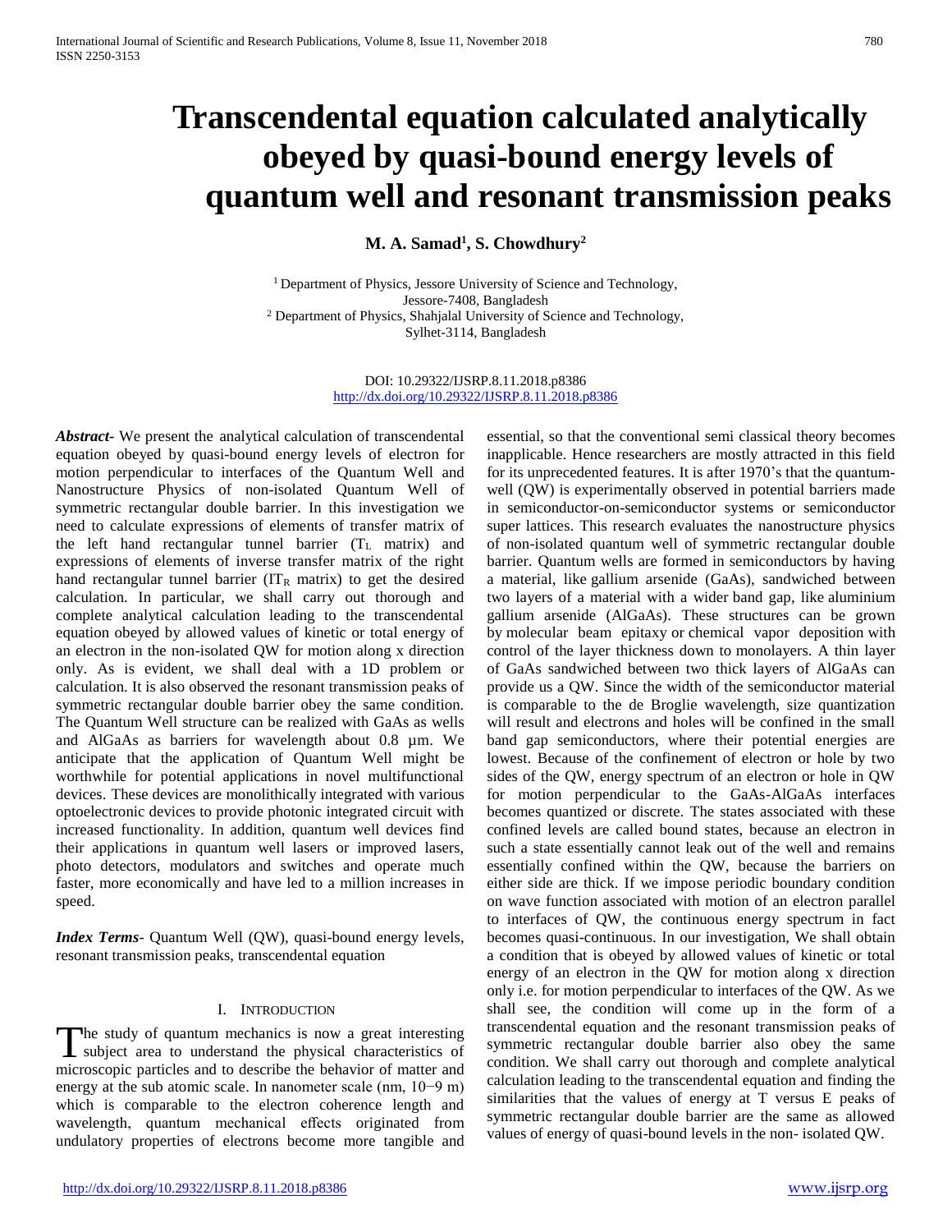# Transcendental equation calculated analytically obeyed by quasi-bound energy levels of quantum well and resonant transmission peaks

**M. A. Samad[1], S. Chowdhury[2]**

[1] Department of Physics, Jessore University of Science and Technology, Jessore-7408, Bangladesh
[2] Department of Physics, Shahjalal University of Science and Technology, Sylhet-3114, Bangladesh

DOI: 10.29322/IJSRP.8.11.2018.p8386
http://dx.doi.org/10.29322/IJSRP.8.11.2018.p8386

***Abstract*****-** We present the analytical calculation of transcendental equation obeyed by quasi-bound energy levels of electron for motion perpendicular to interfaces of the Quantum Well and Nanostructure Physics of non-isolated Quantum Well of symmetric rectangular double barrier. In this investigation we need to calculate expressions of elements of transfer matrix of the left hand rectangular tunnel barrier ($T_L$ matrix) and expressions of elements of inverse transfer matrix of the right hand rectangular tunnel barrier ($IT_R$ matrix) to get the desired calculation. In particular, we shall carry out thorough and complete analytical calculation leading to the transcendental equation obeyed by allowed values of kinetic or total energy of an electron in the non-isolated QW for motion along x direction only. As is evident, we shall deal with a 1D problem or calculation. It is also observed the resonant transmission peaks of symmetric rectangular double barrier obey the same condition. The Quantum Well structure can be realized with GaAs as wells and AlGaAs as barriers for wavelength about 0.8 µm. We anticipate that the application of Quantum Well might be worthwhile for potential applications in novel multifunctional devices. These devices are monolithically integrated with various optoelectronic devices to provide photonic integrated circuit with increased functionality. In addition, quantum well devices find their applications in quantum well lasers or improved lasers, photo detectors, modulators and switches and operate much faster, more economically and have led to a million increases in speed.

***Index Terms***- Quantum Well (QW), quasi-bound energy levels, resonant transmission peaks, transcendental equation

## I. Introduction

The study of quantum mechanics is now a great interesting subject area to understand the physical characteristics of microscopic particles and to describe the behavior of matter and energy at the sub atomic scale. In nanometer scale (nm, $10^{-9}$ m) which is comparable to the electron coherence length and wavelength, quantum mechanical effects originated from undulatory properties of electrons become more tangible and essential, so that the conventional semi classical theory becomes inapplicable. Hence researchers are mostly attracted in this field for its unprecedented features. It is after 1970's that the quantum-well (QW) is experimentally observed in potential barriers made in semiconductor-on-semiconductor systems or semiconductor super lattices. This research evaluates the nanostructure physics of non-isolated quantum well of symmetric rectangular double barrier. Quantum wells are formed in semiconductors by having a material, like gallium arsenide (GaAs), sandwiched between two layers of a material with a wider band gap, like aluminium gallium arsenide (AlGaAs). These structures can be grown by molecular beam epitaxy or chemical vapor deposition with control of the layer thickness down to monolayers. A thin layer of GaAs sandwiched between two thick layers of AlGaAs can provide us a QW. Since the width of the semiconductor material is comparable to the de Broglie wavelength, size quantization will result and electrons and holes will be confined in the small band gap semiconductors, where their potential energies are lowest. Because of the confinement of electron or hole by two sides of the QW, energy spectrum of an electron or hole in QW for motion perpendicular to the GaAs-AlGaAs interfaces becomes quantized or discrete. The states associated with these confined levels are called bound states, because an electron in such a state essentially cannot leak out of the well and remains essentially confined within the QW, because the barriers on either side are thick. If we impose periodic boundary condition on wave function associated with motion of an electron parallel to interfaces of QW, the continuous energy spectrum in fact becomes quasi-continuous. In our investigation, We shall obtain a condition that is obeyed by allowed values of kinetic or total energy of an electron in the QW for motion along x direction only i.e. for motion perpendicular to interfaces of the QW. As we shall see, the condition will come up in the form of a transcendental equation and the resonant transmission peaks of symmetric rectangular double barrier also obey the same condition. We shall carry out thorough and complete analytical calculation leading to the transcendental equation and finding the similarities that the values of energy at T versus E peaks of symmetric rectangular double barrier are the same as allowed values of energy of quasi-bound levels in the non- isolated QW.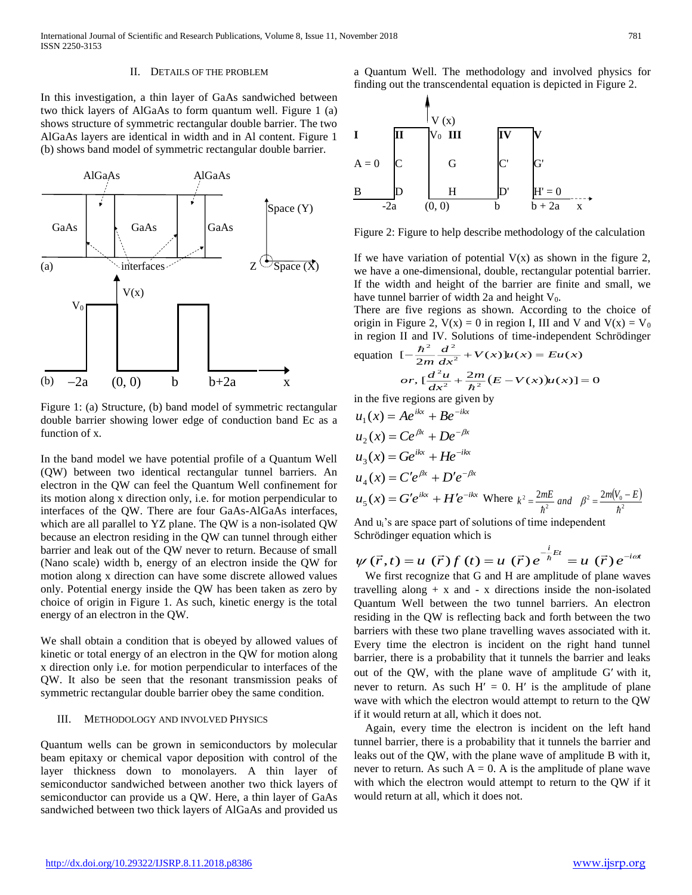## II. Details of the Problem

In this investigation, a thin layer of GaAs sandwiched between two thick layers of AlGaAs to form quantum well. Figure 1 (a) shows structure of symmetric rectangular double barrier. The two AlGaAs layers are identical in width and in Al content. Figure 1 (b) shows band model of symmetric rectangular double barrier.

Figure 1: (a) Structure, (b) band model of symmetric rectangular double barrier showing lower edge of conduction band Ec as a function of x.

In the band model we have potential profile of a Quantum Well (QW) between two identical rectangular tunnel barriers. An electron in the QW can feel the Quantum Well confinement for its motion along x direction only, i.e. for motion perpendicular to interfaces of the QW. There are four GaAs-AlGaAs interfaces, which are all parallel to YZ plane. The QW is a non-isolated QW because an electron residing in the QW can tunnel through either barrier and leak out of the QW never to return. Because of small (Nano scale) width b, energy of an electron inside the QW for motion along x direction can have some discrete allowed values only. Potential energy inside the QW has been taken as zero by choice of origin in Figure 1. As such, kinetic energy is the total energy of an electron in the QW.

We shall obtain a condition that is obeyed by allowed values of kinetic or total energy of an electron in the QW for motion along x direction only i.e. for motion perpendicular to interfaces of the QW. It also be seen that the resonant transmission peaks of symmetric rectangular double barrier obey the same condition.

## III. Methodology and Involved Physics

Quantum wells can be grown in semiconductors by molecular beam epitaxy or chemical vapor deposition with control of the layer thickness down to monolayers. A thin layer of semiconductor sandwiched between another two thick layers of semiconductor can provide us a QW. Here, a thin layer of GaAs sandwiched between two thick layers of AlGaAs and provided us a Quantum Well. The methodology and involved physics for finding out the transcendental equation is depicted in Figure 2.

Figure 2: Figure to help describe methodology of the calculation

If we have variation of potential V(x) as shown in the figure 2, we have a one-dimensional, double, rectangular potential barrier. If the width and height of the barrier are finite and small, we have tunnel barrier of width 2a and height $V_0$.

There are five regions as shown. According to the choice of origin in Figure 2, $V(x) = 0$ in region I, III and V and $V(x) = V_0$ in region II and IV. Solutions of time-independent Schrödinger equation $[-\frac{\hbar^2}{2m}\frac{d^2}{dx^2} + V(x)]u(x) = Eu(x)$

$$or,\ [\frac{d^2u}{dx^2} + \frac{2m}{\hbar^2}(E - V(x))u(x)] = 0$$

in the five regions are given by

$$u_1(x) = Ae^{ikx} + Be^{-ikx}$$

$$u_2(x) = Ce^{\beta x} + De^{-\beta x}$$

$$u_3(x) = Ge^{ikx} + He^{-ikx}$$

$$u_4(x) = C'e^{\beta x} + D'e^{-\beta x}$$

$$u_5(x) = G'e^{ikx} + H'e^{-ikx} \quad \text{Where } k^2 = \frac{2mE}{\hbar^2} \text{ and } \beta^2 = \frac{2m(V_0 - E)}{\hbar^2}$$

And $u_i$'s are space part of solutions of time independent Schrödinger equation which is

$$\psi(\vec{r},t) = u(\vec{r})f(t) = u(\vec{r})e^{-\frac{i}{\hbar}Et} = u(\vec{r})e^{-i\omega t}$$

We first recognize that G and H are amplitude of plane waves travelling along + x and - x directions inside the non-isolated Quantum Well between the two tunnel barriers. An electron residing in the QW is reflecting back and forth between the two barriers with these two plane travelling waves associated with it. Every time the electron is incident on the right hand tunnel barrier, there is a probability that it tunnels the barrier and leaks out of the QW, with the plane wave of amplitude G′ with it, never to return. As such H′ = 0. H′ is the amplitude of plane wave with which the electron would attempt to return to the QW if it would return at all, which it does not.

Again, every time the electron is incident on the left hand tunnel barrier, there is a probability that it tunnels the barrier and leaks out of the QW, with the plane wave of amplitude B with it, never to return. As such A = 0. A is the amplitude of plane wave with which the electron would attempt to return to the QW if it would return at all, which it does not.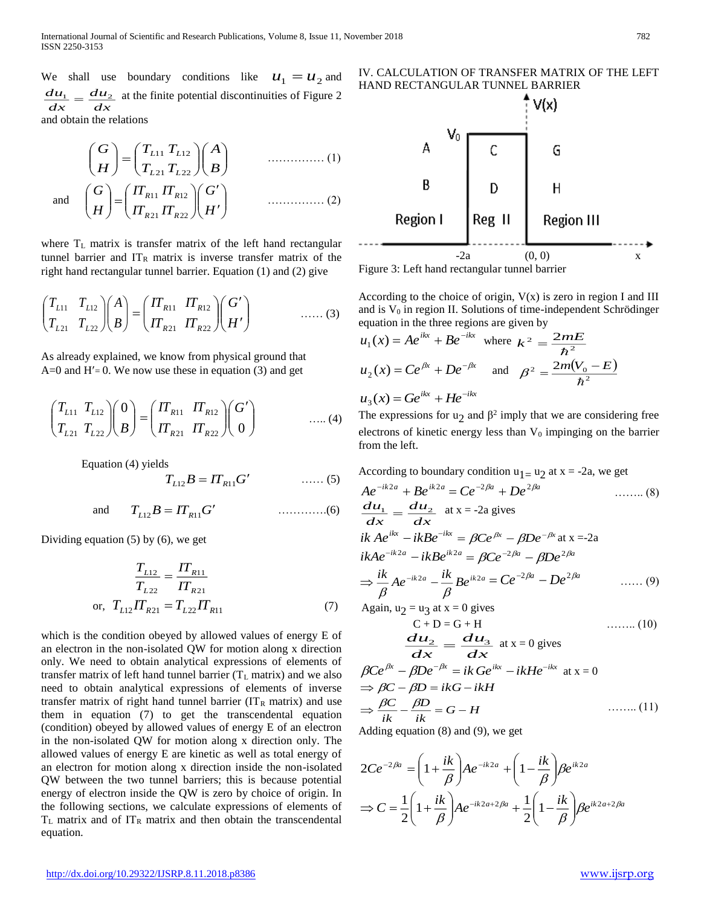We shall use boundary conditions like $u_1 = u_2$ and $\frac{du_1}{dx} = \frac{du_2}{dx}$ at the finite potential discontinuities of Figure 2 and obtain the relations

$$\begin{pmatrix} G \\ H \end{pmatrix} = \begin{pmatrix} T_{L11} & T_{L12} \\ T_{L21} & T_{L22} \end{pmatrix} \begin{pmatrix} A \\ B \end{pmatrix} \quad \ldots\ldots\ldots\ldots\ldots (1)$$

and
$$\begin{pmatrix} G \\ H \end{pmatrix} = \begin{pmatrix} IT_{R11} & IT_{R12} \\ IT_{R21} & IT_{R22} \end{pmatrix} \begin{pmatrix} G' \\ H' \end{pmatrix} \quad \ldots\ldots\ldots\ldots\ldots (2)$$

where $T_L$ matrix is transfer matrix of the left hand rectangular tunnel barrier and $IT_R$ matrix is inverse transfer matrix of the right hand rectangular tunnel barrier. Equation (1) and (2) give

$$\begin{pmatrix} T_{L11} & T_{L12} \\ T_{L21} & T_{L22} \end{pmatrix} \begin{pmatrix} A \\ B \end{pmatrix} = \begin{pmatrix} IT_{R11} & IT_{R12} \\ IT_{R21} & IT_{R22} \end{pmatrix} \begin{pmatrix} G' \\ H' \end{pmatrix} \quad \ldots\ldots (3)$$

As already explained, we know from physical ground that A=0 and H′= 0. We now use these in equation (3) and get

$$\begin{pmatrix} T_{L11} & T_{L12} \\ T_{L21} & T_{L22} \end{pmatrix} \begin{pmatrix} 0 \\ B \end{pmatrix} = \begin{pmatrix} IT_{R11} & IT_{R12} \\ IT_{R21} & IT_{R22} \end{pmatrix} \begin{pmatrix} G' \\ 0 \end{pmatrix} \quad \ldots.. (4)$$

Equation (4) yields

$$T_{L12}B = IT_{R11}G' \quad \ldots\ldots (5)$$

and
$$T_{L12}B = IT_{R11}G' \quad \ldots\ldots\ldots\ldots (6)$$

Dividing equation (5) by (6), we get

$$\frac{T_{L12}}{T_{L22}} = \frac{IT_{R11}}{IT_{R21}}$$

$$\text{or, } T_{L12}IT_{R21} = T_{L22}IT_{R11} \quad (7)$$

which is the condition obeyed by allowed values of energy E of an electron in the non-isolated QW for motion along x direction only. We need to obtain analytical expressions of elements of transfer matrix of left hand tunnel barrier ($T_L$ matrix) and we also need to obtain analytical expressions of elements of inverse transfer matrix of right hand tunnel barrier ($IT_R$ matrix) and use them in equation (7) to get the transcendental equation (condition) obeyed by allowed values of energy E of an electron in the non-isolated QW for motion along x direction only. The allowed values of energy E are kinetic as well as total energy of an electron for motion along x direction inside the non-isolated QW between the two tunnel barriers; this is because potential energy of electron inside the QW is zero by choice of origin. In the following sections, we calculate expressions of elements of $T_L$ matrix and of $IT_R$ matrix and then obtain the transcendental equation.

## IV. CALCULATION OF TRANSFER MATRIX OF THE LEFT HAND RECTANGULAR TUNNEL BARRIER

Figure 3: Left hand rectangular tunnel barrier

According to the choice of origin, V(x) is zero in region I and III and is $V_0$ in region II. Solutions of time-independent Schrödinger equation in the three regions are given by

$$u_1(x) = Ae^{ikx} + Be^{-ikx} \quad \text{where } k^2 = \frac{2mE}{\hbar^2}$$

$$u_2(x) = Ce^{\beta x} + De^{-\beta x} \quad \text{and} \quad \beta^2 = \frac{2m(V_0 - E)}{\hbar^2}$$

$$u_3(x) = Ge^{ikx} + He^{-ikx}$$

The expressions for $u_2$ and $\beta^2$ imply that we are considering free electrons of kinetic energy less than $V_0$ impinging on the barrier from the left.

According to boundary condition $u_1 = u_2$ at x = -2a, we get

$$Ae^{-ik2a} + Be^{ik2a} = Ce^{-2\beta a} + De^{2\beta a} \quad \ldots\ldots.. (8)$$

$\frac{du_1}{dx} = \frac{du_2}{dx}$ at x = -2a gives

$$ik\,Ae^{ikx} - ikBe^{-ikx} = \beta Ce^{\beta x} - \beta De^{-\beta x} \text{ at x =-2a}$$

$$ikAe^{-ik2a} - ikBe^{ik2a} = \beta Ce^{-2\beta a} - \beta De^{2\beta a}$$

$$\Rightarrow \frac{ik}{\beta}Ae^{-ik2a} - \frac{ik}{\beta}Be^{ik2a} = Ce^{-2\beta a} - De^{2\beta a} \quad \ldots\ldots (9)$$

Again, $u_2 = u_3$ at x = 0 gives

$$C + D = G + H \quad \ldots\ldots.. (10)$$

$\frac{du_2}{dx} = \frac{du_3}{dx}$ at x = 0 gives

$$\beta Ce^{\beta x} - \beta De^{-\beta x} = ik\,Ge^{ikx} - ikHe^{-ikx} \text{ at x = 0}$$

$$\Rightarrow \beta C - \beta D = ikG - ikH$$

$$\Rightarrow \frac{\beta C}{ik} - \frac{\beta D}{ik} = G - H \quad \ldots\ldots.. (11)$$

Adding equation (8) and (9), we get

$$2Ce^{-2\beta a} = \left(1 + \frac{ik}{\beta}\right)Ae^{-ik2a} + \left(1 - \frac{ik}{\beta}\right)\beta e^{ik2a}$$

$$\Rightarrow C = \frac{1}{2}\left(1 + \frac{ik}{\beta}\right)Ae^{-ik2a+2\beta a} + \frac{1}{2}\left(1 - \frac{ik}{\beta}\right)\beta e^{ik2a+2\beta a}$$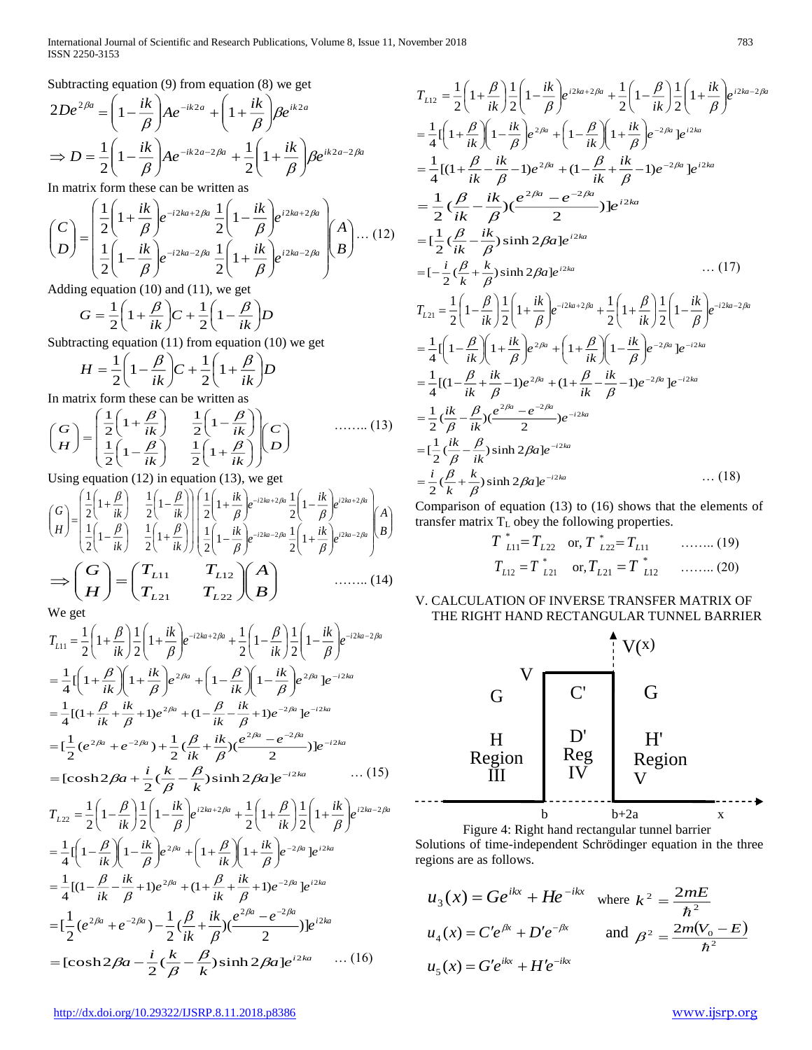Subtracting equation (9) from equation (8) we get

$$2De^{2\beta a} = \left(1-\frac{ik}{\beta}\right)Ae^{-ik2a} + \left(1+\frac{ik}{\beta}\right)\beta e^{ik2a}$$

$$\Rightarrow D = \frac{1}{2}\left(1-\frac{ik}{\beta}\right)Ae^{-ik2a-2\beta a} + \frac{1}{2}\left(1+\frac{ik}{\beta}\right)\beta e^{ik2a-2\beta a}$$

In matrix form these can be written as

$$\begin{pmatrix} C \\ D \end{pmatrix} = \begin{pmatrix} \frac{1}{2}\left(1+\frac{ik}{\beta}\right)e^{-i2ka+2\beta a} & \frac{1}{2}\left(1-\frac{ik}{\beta}\right)e^{i2ka+2\beta a} \\ \frac{1}{2}\left(1-\frac{ik}{\beta}\right)e^{-i2ka-2\beta a} & \frac{1}{2}\left(1+\frac{ik}{\beta}\right)e^{i2ka-2\beta a} \end{pmatrix}\begin{pmatrix} A \\ B \end{pmatrix} \quad \ldots (12)$$

Adding equation (10) and (11), we get

$$G = \frac{1}{2}\left(1+\frac{\beta}{ik}\right)C + \frac{1}{2}\left(1-\frac{\beta}{ik}\right)D$$

Subtracting equation (11) from equation (10) we get

$$H = \frac{1}{2}\left(1-\frac{\beta}{ik}\right)C + \frac{1}{2}\left(1+\frac{\beta}{ik}\right)D$$

In matrix form these can be written as

$$\begin{pmatrix} G \\ H \end{pmatrix} = \begin{pmatrix} \frac{1}{2}\left(1+\frac{\beta}{ik}\right) & \frac{1}{2}\left(1-\frac{\beta}{ik}\right) \\ \frac{1}{2}\left(1-\frac{\beta}{ik}\right) & \frac{1}{2}\left(1+\frac{\beta}{ik}\right) \end{pmatrix}\begin{pmatrix} C \\ D \end{pmatrix} \quad \ldots\ldots (13)$$

Using equation (12) in equation (13), we get

$$\begin{pmatrix} G \\ H \end{pmatrix} = \begin{pmatrix} \frac{1}{2}\left(1+\frac{\beta}{ik}\right) & \frac{1}{2}\left(1-\frac{\beta}{ik}\right) \\ \frac{1}{2}\left(1-\frac{\beta}{ik}\right) & \frac{1}{2}\left(1+\frac{\beta}{ik}\right) \end{pmatrix}\begin{pmatrix} \frac{1}{2}\left(1+\frac{ik}{\beta}\right)e^{-i2ka+2\beta a} & \frac{1}{2}\left(1-\frac{ik}{\beta}\right)e^{i2ka+2\beta a} \\ \frac{1}{2}\left(1-\frac{ik}{\beta}\right)e^{-i2ka-2\beta a} & \frac{1}{2}\left(1+\frac{ik}{\beta}\right)e^{i2ka-2\beta a} \end{pmatrix}\begin{pmatrix} A \\ B \end{pmatrix}$$

$$\Rightarrow \begin{pmatrix} G \\ H \end{pmatrix} = \begin{pmatrix} T_{L11} & T_{L12} \\ T_{L21} & T_{L22} \end{pmatrix}\begin{pmatrix} A \\ B \end{pmatrix} \quad \ldots\ldots (14)$$

We get

$$\begin{aligned}
T_{L11} &= \frac{1}{2}\left(1+\frac{\beta}{ik}\right)\frac{1}{2}\left(1+\frac{ik}{\beta}\right)e^{-i2ka+2\beta a} + \frac{1}{2}\left(1-\frac{\beta}{ik}\right)\frac{1}{2}\left(1-\frac{ik}{\beta}\right)e^{-i2ka-2\beta a} \\
&= \frac{1}{4}\left[\left(1+\frac{\beta}{ik}\right)\left(1+\frac{ik}{\beta}\right)e^{2\beta a} + \left(1-\frac{\beta}{ik}\right)\left(1-\frac{ik}{\beta}\right)e^{2\beta a}\right]e^{-i2ka} \\
&= \frac{1}{4}\left[\left(1+\frac{\beta}{ik}+\frac{ik}{\beta}+1\right)e^{2\beta a} + \left(1-\frac{\beta}{ik}-\frac{ik}{\beta}+1\right)e^{-2\beta a}\right]e^{-i2ka} \\
&= \left[\frac{1}{2}(e^{2\beta a}+e^{-2\beta a}) + \frac{1}{2}\left(\frac{\beta}{ik}+\frac{ik}{\beta}\right)\left(\frac{e^{2\beta a}-e^{-2\beta a}}{2}\right)\right]e^{-i2ka} \\
&= \left[\cosh 2\beta a + \frac{i}{2}\left(\frac{k}{\beta}-\frac{\beta}{k}\right)\sinh 2\beta a\right]e^{-i2ka} \quad \ldots (15)
\end{aligned}$$

$$\begin{aligned}
T_{L22} &= \frac{1}{2}\left(1-\frac{\beta}{ik}\right)\frac{1}{2}\left(1-\frac{ik}{\beta}\right)e^{i2ka+2\beta a} + \frac{1}{2}\left(1+\frac{\beta}{ik}\right)\frac{1}{2}\left(1+\frac{ik}{\beta}\right)e^{i2ka-2\beta a} \\
&= \frac{1}{4}\left[\left(1-\frac{\beta}{ik}\right)\left(1-\frac{ik}{\beta}\right)e^{2\beta a} + \left(1+\frac{\beta}{ik}\right)\left(1+\frac{ik}{\beta}\right)e^{-2\beta a}\right]e^{i2ka} \\
&= \frac{1}{4}\left[\left(1-\frac{\beta}{ik}-\frac{ik}{\beta}+1\right)e^{2\beta a} + \left(1+\frac{\beta}{ik}+\frac{ik}{\beta}+1\right)e^{-2\beta a}\right]e^{i2ka} \\
&= \left[\frac{1}{2}(e^{2\beta a}+e^{-2\beta a}) - \frac{1}{2}\left(\frac{\beta}{ik}+\frac{ik}{\beta}\right)\left(\frac{e^{2\beta a}-e^{-2\beta a}}{2}\right)\right]e^{i2ka} \\
&= \left[\cosh 2\beta a - \frac{i}{2}\left(\frac{k}{\beta}-\frac{\beta}{k}\right)\sinh 2\beta a\right]e^{i2ka} \quad \ldots (16)
\end{aligned}$$

$$\begin{aligned}
T_{L12} &= \frac{1}{2}\left(1+\frac{\beta}{ik}\right)\frac{1}{2}\left(1-\frac{ik}{\beta}\right)e^{i2ka+2\beta a} + \frac{1}{2}\left(1-\frac{\beta}{ik}\right)\frac{1}{2}\left(1+\frac{ik}{\beta}\right)e^{i2ka-2\beta a} \\
&= \frac{1}{4}\left[\left(1+\frac{\beta}{ik}\right)\left(1-\frac{ik}{\beta}\right)e^{2\beta a} + \left(1-\frac{\beta}{ik}\right)\left(1+\frac{ik}{\beta}\right)e^{-2\beta a}\right]e^{i2ka} \\
&= \frac{1}{4}\left[\left(1+\frac{\beta}{ik}-\frac{ik}{\beta}-1\right)e^{2\beta a} + \left(1-\frac{\beta}{ik}+\frac{ik}{\beta}-1\right)e^{-2\beta a}\right]e^{i2ka} \\
&= \frac{1}{2}\left(\frac{\beta}{ik}-\frac{ik}{\beta}\right)\left(\frac{e^{2\beta a}-e^{-2\beta a}}{2}\right)]e^{i2ka} \\
&= \left[\frac{1}{2}\left(\frac{\beta}{ik}-\frac{ik}{\beta}\right)\sinh 2\beta a\right]e^{i2ka} \\
&= \left[-\frac{i}{2}\left(\frac{\beta}{k}+\frac{k}{\beta}\right)\sinh 2\beta a\right]e^{i2ka} \quad \ldots (17)
\end{aligned}$$

$$\begin{aligned}
T_{L21} &= \frac{1}{2}\left(1-\frac{\beta}{ik}\right)\frac{1}{2}\left(1+\frac{ik}{\beta}\right)e^{-i2ka+2\beta a} + \frac{1}{2}\left(1+\frac{\beta}{ik}\right)\frac{1}{2}\left(1-\frac{ik}{\beta}\right)e^{-i2ka-2\beta a} \\
&= \frac{1}{4}\left[\left(1-\frac{\beta}{ik}\right)\left(1+\frac{ik}{\beta}\right)e^{2\beta a} + \left(1+\frac{\beta}{ik}\right)\left(1-\frac{ik}{\beta}\right)e^{-2\beta a}\right]e^{-i2ka} \\
&= \frac{1}{4}\left[\left(1-\frac{\beta}{ik}+\frac{ik}{\beta}-1\right)e^{2\beta a} + \left(1+\frac{\beta}{ik}-\frac{ik}{\beta}-1\right)e^{-2\beta a}\right]e^{-i2ka} \\
&= \frac{1}{2}\left(\frac{ik}{\beta}-\frac{\beta}{ik}\right)\left(\frac{e^{2\beta a}-e^{-2\beta a}}{2}\right)e^{-i2ka} \\
&= \left[\frac{1}{2}\left(\frac{ik}{\beta}-\frac{\beta}{ik}\right)\sinh 2\beta a\right]e^{-i2ka} \\
&= \frac{i}{2}\left(\frac{\beta}{k}+\frac{k}{\beta}\right)\sinh 2\beta a]e^{-i2ka} \quad \ldots (18)
\end{aligned}$$

Comparison of equation (13) to (16) shows that the elements of transfer matrix $T_L$ obey the following properties.

$$T^{*}_{L11} = T_{L22} \quad \text{or, } T^{*}_{L22} = T_{L11} \quad \ldots\ldots (19)$$

$$T_{L12} = T^{*}_{L21} \quad \text{or, } T_{L21} = T^{*}_{L12} \quad \ldots\ldots (20)$$

## V. CALCULATION OF INVERSE TRANSFER MATRIX OF THE RIGHT HAND RECTANGULAR TUNNEL BARRIER

Figure 4: Right hand rectangular tunnel barrier

Solutions of time-independent Schrödinger equation in the three regions are as follows.

$$u_3(x) = Ge^{ikx} + He^{-ikx} \quad \text{where } k^2 = \frac{2mE}{\hbar^2}$$

$$u_4(x) = C'e^{\beta x} + D'e^{-\beta x} \quad \text{and } \beta^2 = \frac{2m(V_0 - E)}{\hbar^2}$$

$$u_5(x) = G'e^{ikx} + H'e^{-ikx}$$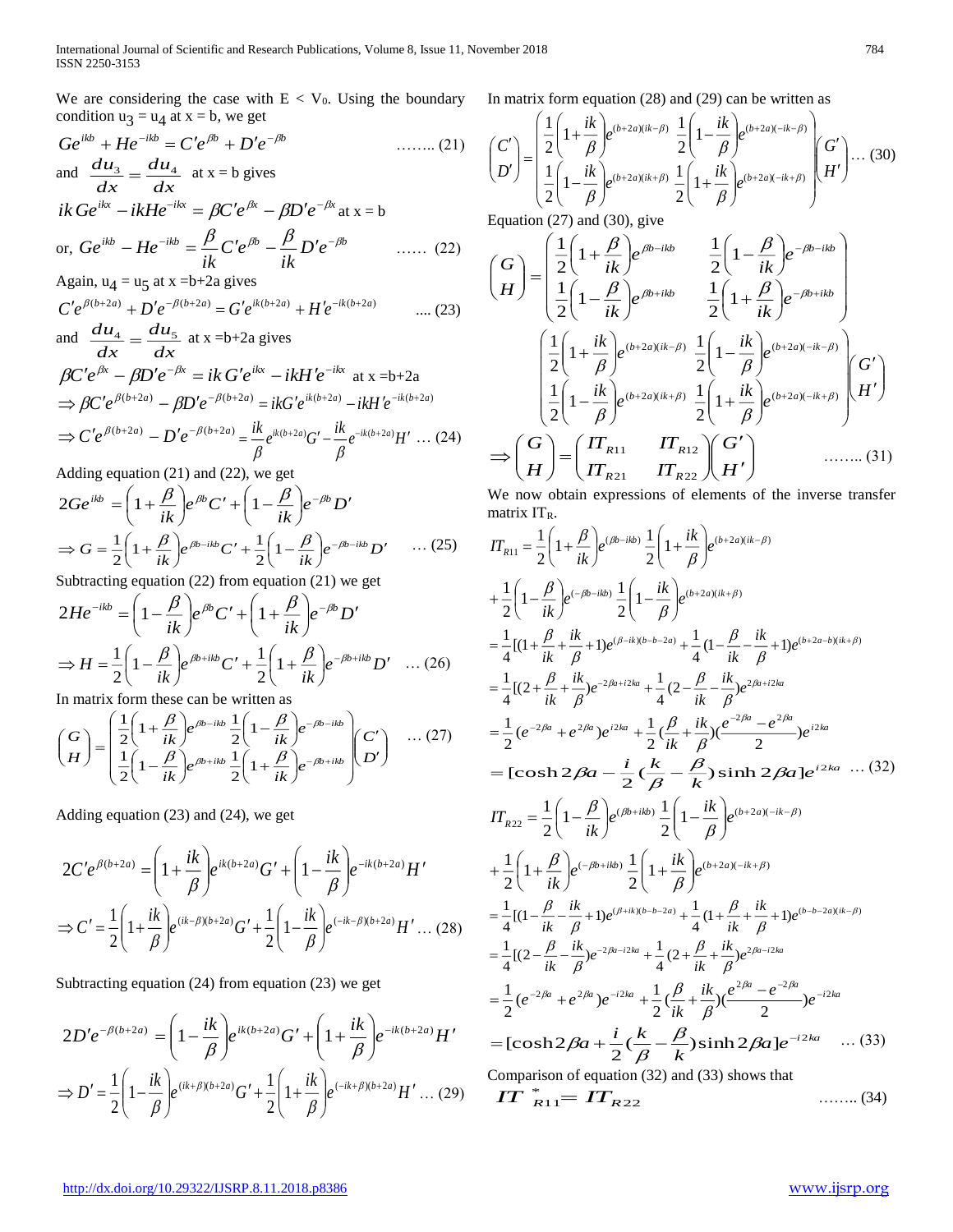We are considering the case with $E < V_0$. Using the boundary condition $u_3 = u_4$ at $x = b$, we get

$$Ge^{ikb} + He^{-ikb} = C'e^{\beta b} + D'e^{-\beta b} \quad \text{…….. (21)}$$

and $\dfrac{du_3}{dx} = \dfrac{du_4}{dx}$ at x = b gives

$$ikGe^{ikx} - ikHe^{-ikx} = \beta C'e^{\beta x} - \beta D'e^{-\beta x} \text{ at x = b}$$

$$\text{or, } Ge^{ikb} - He^{-ikb} = \frac{\beta}{ik}C'e^{\beta b} - \frac{\beta}{ik}D'e^{-\beta b} \quad \text{…… (22)}$$

Again, $u_4 = u_5$ at x =b+2a gives

$$C'e^{\beta(b+2a)} + D'e^{-\beta(b+2a)} = G'e^{ik(b+2a)} + H'e^{-ik(b+2a)} \quad \text{.... (23)}$$

and $\dfrac{du_4}{dx} = \dfrac{du_5}{dx}$ at x =b+2a gives

$$\beta C'e^{\beta x} - \beta D'e^{-\beta x} = ikG'e^{ikx} - ikH'e^{-ikx} \text{ at x =b+2a}$$

$$\Rightarrow \beta C'e^{\beta(b+2a)} - \beta D'e^{-\beta(b+2a)} = ikG'e^{ik(b+2a)} - ikH'e^{-ik(b+2a)}$$

$$\Rightarrow C'e^{\beta(b+2a)} - D'e^{-\beta(b+2a)} = \frac{ik}{\beta}e^{ik(b+2a)}G' - \frac{ik}{\beta}e^{-ik(b+2a)}H' \quad \text{… (24)}$$

Adding equation (21) and (22), we get

$$2Ge^{ikb} = \left(1+\frac{\beta}{ik}\right)e^{\beta b}C' + \left(1-\frac{\beta}{ik}\right)e^{-\beta b}D'$$

$$\Rightarrow G = \frac{1}{2}\left(1+\frac{\beta}{ik}\right)e^{\beta b-ikb}C' + \frac{1}{2}\left(1-\frac{\beta}{ik}\right)e^{-\beta b-ikb}D' \quad \text{… (25)}$$

Subtracting equation (22) from equation (21) we get

$$2He^{-ikb} = \left(1-\frac{\beta}{ik}\right)e^{\beta b}C' + \left(1+\frac{\beta}{ik}\right)e^{-\beta b}D'$$

$$\Rightarrow H = \frac{1}{2}\left(1-\frac{\beta}{ik}\right)e^{\beta b+ikb}C' + \frac{1}{2}\left(1+\frac{\beta}{ik}\right)e^{-\beta b+ikb}D' \quad \text{… (26)}$$

In matrix form these can be written as

$$\begin{pmatrix} G \\ H \end{pmatrix} = \begin{pmatrix} \frac{1}{2}\left(1+\frac{\beta}{ik}\right)e^{\beta b-ikb} & \frac{1}{2}\left(1-\frac{\beta}{ik}\right)e^{-\beta b-ikb} \\ \frac{1}{2}\left(1-\frac{\beta}{ik}\right)e^{\beta b+ikb} & \frac{1}{2}\left(1+\frac{\beta}{ik}\right)e^{-\beta b+ikb} \end{pmatrix}\begin{pmatrix} C' \\ D' \end{pmatrix} \quad \text{… (27)}$$

Adding equation (23) and (24), we get

$$2C'e^{\beta(b+2a)} = \left(1+\frac{ik}{\beta}\right)e^{ik(b+2a)}G' + \left(1-\frac{ik}{\beta}\right)e^{-ik(b+2a)}H'$$

$$\Rightarrow C' = \frac{1}{2}\left(1+\frac{ik}{\beta}\right)e^{(ik-\beta)(b+2a)}G' + \frac{1}{2}\left(1-\frac{ik}{\beta}\right)e^{(-ik-\beta)(b+2a)}H' \quad \text{… (28)}$$

Subtracting equation (24) from equation (23) we get

$$2D'e^{-\beta(b+2a)} = \left(1-\frac{ik}{\beta}\right)e^{ik(b+2a)}G' + \left(1+\frac{ik}{\beta}\right)e^{-ik(b+2a)}H'$$

$$\Rightarrow D' = \frac{1}{2}\left(1-\frac{ik}{\beta}\right)e^{(ik+\beta)(b+2a)}G' + \frac{1}{2}\left(1+\frac{ik}{\beta}\right)e^{(-ik+\beta)(b+2a)}H' \quad \text{… (29)}$$

In matrix form equation (28) and (29) can be written as

$$\begin{pmatrix} C' \\ D' \end{pmatrix} = \begin{pmatrix} \frac{1}{2}\left(1+\frac{ik}{\beta}\right)e^{(b+2a)(ik-\beta)} & \frac{1}{2}\left(1-\frac{ik}{\beta}\right)e^{(b+2a)(-ik-\beta)} \\ \frac{1}{2}\left(1-\frac{ik}{\beta}\right)e^{(b+2a)(ik+\beta)} & \frac{1}{2}\left(1+\frac{ik}{\beta}\right)e^{(b+2a)(-ik+\beta)} \end{pmatrix}\begin{pmatrix} G' \\ H' \end{pmatrix} \quad \text{… (30)}$$

Equation (27) and (30), give

$$\begin{pmatrix} G \\ H \end{pmatrix} = \begin{pmatrix} \frac{1}{2}\left(1+\frac{\beta}{ik}\right)e^{\beta b-ikb} & \frac{1}{2}\left(1-\frac{\beta}{ik}\right)e^{-\beta b-ikb} \\ \frac{1}{2}\left(1-\frac{\beta}{ik}\right)e^{\beta b+ikb} & \frac{1}{2}\left(1+\frac{\beta}{ik}\right)e^{-\beta b+ikb} \end{pmatrix}$$

$$\begin{pmatrix} \frac{1}{2}\left(1+\frac{ik}{\beta}\right)e^{(b+2a)(ik-\beta)} & \frac{1}{2}\left(1-\frac{ik}{\beta}\right)e^{(b+2a)(-ik-\beta)} \\ \frac{1}{2}\left(1-\frac{ik}{\beta}\right)e^{(b+2a)(ik+\beta)} & \frac{1}{2}\left(1+\frac{ik}{\beta}\right)e^{(b+2a)(-ik+\beta)} \end{pmatrix}\begin{pmatrix} G' \\ H' \end{pmatrix}$$

$$\Rightarrow \begin{pmatrix} G \\ H \end{pmatrix} = \begin{pmatrix} IT_{R11} & IT_{R12} \\ IT_{R21} & IT_{R22} \end{pmatrix}\begin{pmatrix} G' \\ H' \end{pmatrix} \quad \text{…….. (31)}$$

We now obtain expressions of elements of the inverse transfer matrix $IT_R$.

$$IT_{R11} = \frac{1}{2}\left(1+\frac{\beta}{ik}\right)e^{(\beta b-ikb)}\frac{1}{2}\left(1+\frac{ik}{\beta}\right)e^{(b+2a)(ik-\beta)}$$

$$+\frac{1}{2}\left(1-\frac{\beta}{ik}\right)e^{(-\beta b-ikb)}\frac{1}{2}\left(1-\frac{ik}{\beta}\right)e^{(b+2a)(ik+\beta)}$$

$$=\frac{1}{4}[(1+\frac{\beta}{ik}+\frac{ik}{\beta}+1)e^{(\beta-ik)(b-b-2a)} + \frac{1}{4}(1-\frac{\beta}{ik}-\frac{ik}{\beta}+1)e^{(b+2a-b)(ik+\beta)}$$

$$=\frac{1}{4}[(2+\frac{\beta}{ik}+\frac{ik}{\beta})e^{-2\beta a+i2ka} + \frac{1}{4}(2-\frac{\beta}{ik}-\frac{ik}{\beta})e^{2\beta a+i2ka}$$

$$=\frac{1}{2}(e^{-2\beta a}+e^{2\beta a})e^{i2ka} + \frac{1}{2}(\frac{\beta}{ik}+\frac{ik}{\beta})(\frac{e^{-2\beta a}-e^{2\beta a}}{2})e^{i2ka}$$

$$= [\cosh 2\beta a - \frac{i}{2}(\frac{k}{\beta}-\frac{\beta}{k})\sinh 2\beta a]e^{i2ka} \quad \text{… (32)}$$

$$IT_{R22} = \frac{1}{2}\left(1-\frac{\beta}{ik}\right)e^{(\beta b+ikb)}\frac{1}{2}\left(1-\frac{ik}{\beta}\right)e^{(b+2a)(-ik-\beta)}$$

$$+\frac{1}{2}\left(1+\frac{\beta}{ik}\right)e^{(-\beta b+ikb)}\frac{1}{2}\left(1+\frac{ik}{\beta}\right)e^{(b+2a)(-ik+\beta)}$$

$$=\frac{1}{4}[(1-\frac{\beta}{ik}-\frac{ik}{\beta}+1)e^{(\beta+ik)(b-b-2a)} + \frac{1}{4}(1+\frac{\beta}{ik}+\frac{ik}{\beta}+1)e^{(b-b-2a)(ik-\beta)}$$

$$=\frac{1}{4}[(2-\frac{\beta}{ik}-\frac{ik}{\beta})e^{-2\beta a-i2ka} + \frac{1}{4}(2+\frac{\beta}{ik}+\frac{ik}{\beta})e^{2\beta a-i2ka}$$

$$=\frac{1}{2}(e^{-2\beta a}+e^{2\beta a})e^{-i2ka} + \frac{1}{2}(\frac{\beta}{ik}+\frac{ik}{\beta})(\frac{e^{2\beta a}-e^{-2\beta a}}{2})e^{-i2ka}$$

$$= [\cosh 2\beta a + \frac{i}{2}(\frac{k}{\beta}-\frac{\beta}{k})\sinh 2\beta a]e^{-i2ka} \quad \text{… (33)}$$

Comparison of equation (32) and (33) shows that

$$IT^{*}_{R11} = IT_{R22} \quad \text{…….. (34)}$$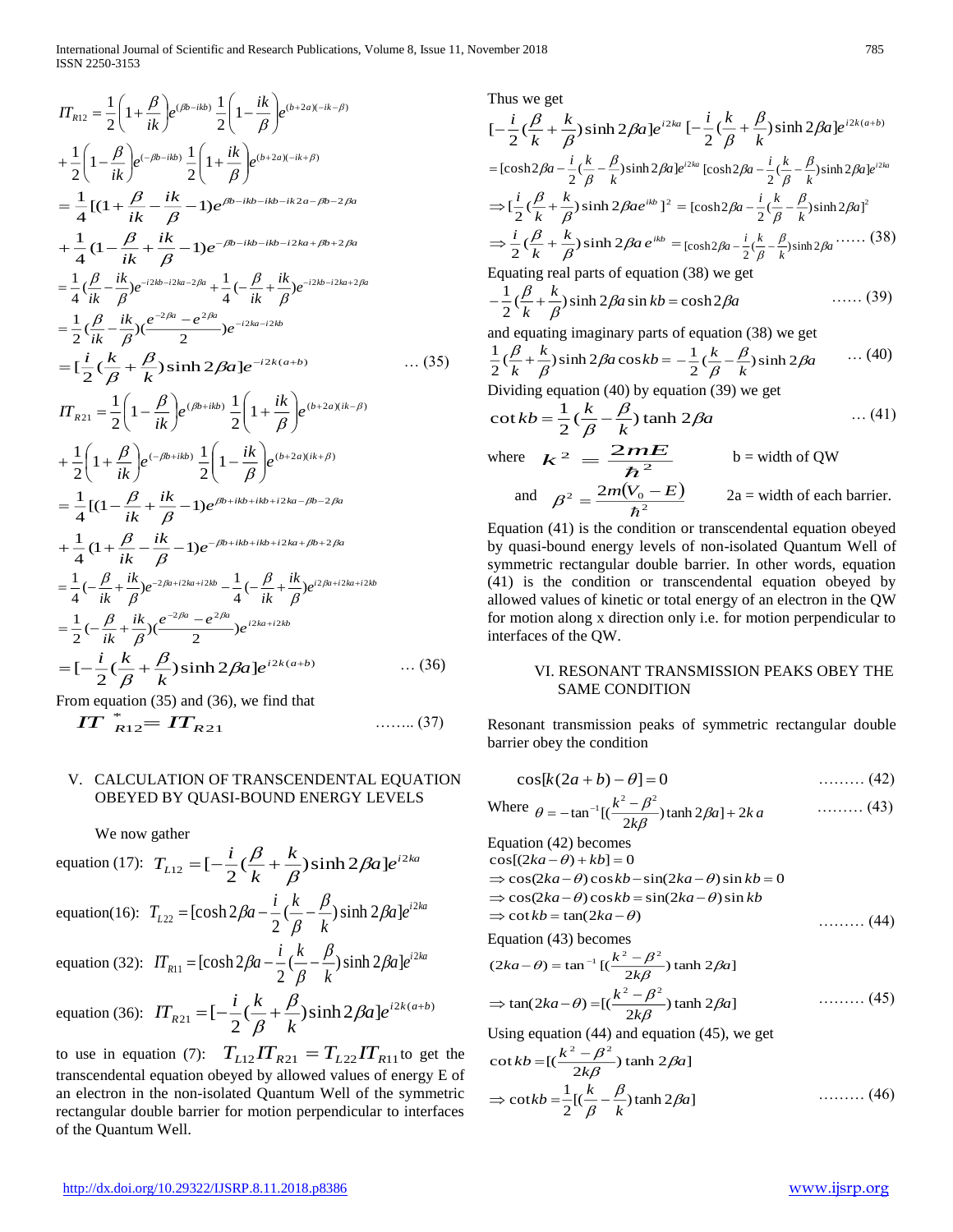$$IT_{R12} = \frac{1}{2}\left(1+\frac{\beta}{ik}\right)e^{(\beta b - ikb)}\,\frac{1}{2}\left(1-\frac{ik}{\beta}\right)e^{(b+2a)(-ik-\beta)}$$

$$+\frac{1}{2}\left(1-\frac{\beta}{ik}\right)e^{(-\beta b - ikb)}\,\frac{1}{2}\left(1+\frac{ik}{\beta}\right)e^{(b+2a)(-ik+\beta)}$$

$$= \frac{1}{4}[(1+\frac{\beta}{ik}-\frac{ik}{\beta}-1)e^{\beta b - ikb - ikb - ik2a - \beta b - 2\beta a}$$

$$+\frac{1}{4}(1-\frac{\beta}{ik}+\frac{ik}{\beta}-1)e^{-\beta b - ikb - ikb - i2ka + \beta b + 2\beta a}$$

$$= \frac{1}{4}(\frac{\beta}{ik}-\frac{ik}{\beta})e^{-i2kb - i2ka - 2\beta a} + \frac{1}{4}(-\frac{\beta}{ik}+\frac{ik}{\beta})e^{-i2kb - i2ka + 2\beta a}$$

$$= \frac{1}{2}(\frac{\beta}{ik}-\frac{ik}{\beta})(\frac{e^{-2\beta a}-e^{2\beta a}}{2})e^{-i2ka - i2kb}$$

$$= [\frac{i}{2}(\frac{k}{\beta}+\frac{\beta}{k})\sinh 2\beta a]e^{-i2k(a+b)} \qquad \ldots (35)$$

$$IT_{R21} = \frac{1}{2}\left(1-\frac{\beta}{ik}\right)e^{(\beta b + ikb)}\,\frac{1}{2}\left(1+\frac{ik}{\beta}\right)e^{(b+2a)(ik-\beta)}$$

$$+\frac{1}{2}\left(1+\frac{\beta}{ik}\right)e^{(-\beta b + ikb)}\,\frac{1}{2}\left(1-\frac{ik}{\beta}\right)e^{(b+2a)(ik+\beta)}$$

$$= \frac{1}{4}[(1-\frac{\beta}{ik}+\frac{ik}{\beta}-1)e^{\beta b + ikb + ikb + i2ka - \beta b - 2\beta a}$$

$$+\frac{1}{4}(1+\frac{\beta}{ik}-\frac{ik}{\beta}-1)e^{-\beta b + ikb + ikb + i2ka + \beta b + 2\beta a}$$

$$= \frac{1}{4}(-\frac{\beta}{ik}+\frac{ik}{\beta})e^{-2\beta a + i2ka + i2kb} - \frac{1}{4}(-\frac{\beta}{ik}+\frac{ik}{\beta})e^{i2\beta a + i2ka + i2kb}$$

$$= \frac{1}{2}(-\frac{\beta}{ik}+\frac{ik}{\beta})(\frac{e^{-2\beta a}-e^{2\beta a}}{2})e^{i2ka + i2kb}$$

$$= [-\frac{i}{2}(\frac{k}{\beta}+\frac{\beta}{k})\sinh 2\beta a]e^{i2k(a+b)} \qquad \ldots (36)$$

From equation (35) and (36), we find that

$$IT^*_{R12} = IT_{R21} \qquad \ldots\ldots (37)$$

## V. CALCULATION OF TRANSCENDENTAL EQUATION OBEYED BY QUASI-BOUND ENERGY LEVELS

We now gather

equation (17): $T_{L12} = [-\frac{i}{2}(\frac{\beta}{k}+\frac{k}{\beta})\sinh 2\beta a]e^{i2ka}$

equation(16): $T_{L22} = [\cosh 2\beta a - \frac{i}{2}(\frac{k}{\beta}-\frac{\beta}{k})\sinh 2\beta a]e^{i2ka}$

equation (32): $IT_{R11} = [\cosh 2\beta a - \frac{i}{2}(\frac{k}{\beta}-\frac{\beta}{k})\sinh 2\beta a]e^{i2ka}$

equation (36): $IT_{R21} = [-\frac{i}{2}(\frac{k}{\beta}+\frac{\beta}{k})\sinh 2\beta a]e^{i2k(a+b)}$

to use in equation (7): $T_{L12}IT_{R21} = T_{L22}IT_{R11}$ to get the transcendental equation obeyed by allowed values of energy E of an electron in the non-isolated Quantum Well of the symmetric rectangular double barrier for motion perpendicular to interfaces of the Quantum Well.

Thus we get

$$[-\frac{i}{2}(\frac{\beta}{k}+\frac{k}{\beta})\sinh 2\beta a]e^{i2ka}\,[-\frac{i}{2}(\frac{k}{\beta}+\frac{\beta}{k})\sinh 2\beta a]e^{i2k(a+b)}$$

$$= [\cosh 2\beta a - \frac{i}{2}(\frac{k}{\beta}-\frac{\beta}{k})\sinh 2\beta a]e^{i2ka}\,[\cosh 2\beta a - \frac{i}{2}(\frac{k}{\beta}-\frac{\beta}{k})\sinh 2\beta a]e^{i2ka}$$

$$\Rightarrow [\frac{i}{2}(\frac{\beta}{k}+\frac{k}{\beta})\sinh 2\beta a e^{ikb}]^2 = [\cosh 2\beta a - \frac{i}{2}(\frac{k}{\beta}-\frac{\beta}{k})\sinh 2\beta a]^2$$

$$\Rightarrow \frac{i}{2}(\frac{\beta}{k}+\frac{k}{\beta})\sinh 2\beta a\, e^{ikb} = [\cosh 2\beta a - \frac{i}{2}(\frac{k}{\beta}-\frac{\beta}{k})\sinh 2\beta a \ldots\ldots (38)$$

Equating real parts of equation (38) we get

$$-\frac{1}{2}(\frac{\beta}{k}+\frac{k}{\beta})\sinh 2\beta a \sin kb = \cosh 2\beta a \qquad \ldots\ldots (39)$$

and equating imaginary parts of equation (38) we get

$$\frac{1}{2}(\frac{\beta}{k}+\frac{k}{\beta})\sinh 2\beta a \cos kb = -\frac{1}{2}(\frac{k}{\beta}-\frac{\beta}{k})\sinh 2\beta a \qquad \ldots (40)$$

Dividing equation (40) by equation (39) we get

$$\cot kb = \frac{1}{2}(\frac{k}{\beta}-\frac{\beta}{k})\tanh 2\beta a \qquad \ldots (41)$$

where $k^2 = \frac{2mE}{\hbar^2}$ b = width of QW

and $\beta^2 = \frac{2m(V_0 - E)}{\hbar^2}$ 2a = width of each barrier.

Equation (41) is the condition or transcendental equation obeyed by quasi-bound energy levels of non-isolated Quantum Well of symmetric rectangular double barrier. In other words, equation (41) is the condition or transcendental equation obeyed by allowed values of kinetic or total energy of an electron in the QW for motion along x direction only i.e. for motion perpendicular to interfaces of the QW.

## VI. RESONANT TRANSMISSION PEAKS OBEY THE SAME CONDITION

Resonant transmission peaks of symmetric rectangular double barrier obey the condition

$$\cos[k(2a+b)-\theta] = 0 \qquad \ldots\ldots\ldots (42)$$

Where $\theta = -\tan^{-1}[(\frac{k^2-\beta^2}{2k\beta})\tanh 2\beta a] + 2ka \qquad \ldots\ldots\ldots (43)$

Equation (42) becomes

$$\cos[(2ka-\theta)+kb] = 0$$

$$\Rightarrow \cos(2ka-\theta)\cos kb - \sin(2ka-\theta)\sin kb = 0$$

$$\Rightarrow \cos(2ka-\theta)\cos kb = \sin(2ka-\theta)\sin kb$$

$$\Rightarrow \cot kb = \tan(2ka-\theta) \qquad \ldots\ldots\ldots (44)$$

Equation (43) becomes

$$(2ka-\theta) = \tan^{-1}[(\frac{k^2-\beta^2}{2k\beta})\tanh 2\beta a]$$

$$\Rightarrow \tan(2ka-\theta) = [(\frac{k^2-\beta^2}{2k\beta})\tanh 2\beta a] \qquad \ldots\ldots\ldots (45)$$

Using equation (44) and equation (45), we get

$$\cot kb = [(\frac{k^2-\beta^2}{2k\beta})\tanh 2\beta a]$$

$$\Rightarrow \cot kb = \frac{1}{2}[(\frac{k}{\beta}-\frac{\beta}{k})\tanh 2\beta a] \qquad \ldots\ldots\ldots (46)$$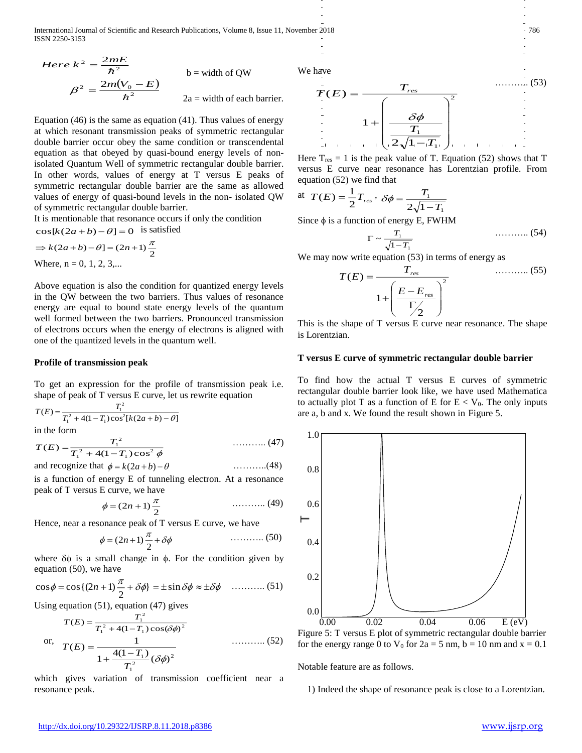$$\text{Here } k^2 = \frac{2mE}{\hbar^2} \qquad b = \text{width of QW}$$

$$\beta^2 = \frac{2m(V_0 - E)}{\hbar^2} \qquad 2a = \text{width of each barrier.}$$

Equation (46) is the same as equation (41). Thus values of energy at which resonant transmission peaks of symmetric rectangular double barrier occur obey the same condition or transcendental equation as that obeyed by quasi-bound energy levels of non-isolated Quantum Well of symmetric rectangular double barrier. In other words, values of energy at T versus E peaks of symmetric rectangular double barrier are the same as allowed values of energy of quasi-bound levels in the non- isolated QW of symmetric rectangular double barrier.

It is mentionable that resonance occurs if only the condition $\cos[k(2a+b)-\theta] = 0$ is satisfied

$$\Rightarrow k(2a+b)-\theta] = (2n+1)\frac{\pi}{2}$$

Where, n = 0, 1, 2, 3,...

Above equation is also the condition for quantized energy levels in the QW between the two barriers. Thus values of resonance energy are equal to bound state energy levels of the quantum well formed between the two barriers. Pronounced transmission of electrons occurs when the energy of electrons is aligned with one of the quantized levels in the quantum well.

### Profile of transmission peak

To get an expression for the profile of transmission peak i.e. shape of peak of T versus E curve, let us rewrite equation

$$T(E) = \frac{T_1^2}{T_1^2 + 4(1-T_1)\cos^2[k(2a+b)-\theta]}$$

in the form

$$T(E) = \frac{T_1^2}{T_1^2 + 4(1-T_1)\cos^2\phi} \qquad \text{.......... (47)}$$

and recognize that $\phi = k(2a+b) - \theta$ ..........(48)

is a function of energy E of tunneling electron. At a resonance peak of T versus E curve, we have

$$\phi = (2n+1)\frac{\pi}{2} \qquad \text{.......... (49)}$$

Hence, near a resonance peak of T versus E curve, we have

$$\phi = (2n+1)\frac{\pi}{2} + \delta\phi \qquad \text{.......... (50)}$$

where $\delta\phi$ is a small change in $\phi$. For the condition given by equation (50), we have

$$\cos\phi = \cos\{(2n+1)\frac{\pi}{2} + \delta\phi\} = \pm\sin\delta\phi \approx \pm\delta\phi \qquad \text{.......... (51)}$$

Using equation (51), equation (47) gives

$$T(E) = \frac{T_1^2}{T_1^2 + 4(1-T_1)\cos(\delta\phi)^2}$$

$$\text{or,} \quad T(E) = \frac{1}{1 + \frac{4(1-T_1)}{T_1^2}(\delta\phi)^2} \qquad \text{.......... (52)}$$

which gives variation of transmission coefficient near a resonance peak.

We have

$$T(E) = \frac{T_{res}}{1 + \left(\frac{\delta\phi}{\frac{T_1}{2\sqrt{1-T_1}}}\right)^2} \qquad \text{.......... (53)}$$

Here $T_{res} = 1$ is the peak value of T. Equation (52) shows that T versus E curve near resonance has Lorentzian profile. From equation (52) we find that

$$\text{at } T(E) = \frac{1}{2}T_{res}, \; \delta\phi = \frac{T_1}{2\sqrt{1-T_1}}$$

Since $\phi$ is a function of energy E, FWHM

$$\Gamma \sim \frac{T_1}{\sqrt{1-T_1}} \qquad \text{.......... (54)}$$

We may now write equation (53) in terms of energy as

$$T(E) = \frac{T_{res}}{1 + \left(\frac{E - E_{res}}{\Gamma/2}\right)^2} \qquad \text{.......... (55)}$$

This is the shape of T versus E curve near resonance. The shape is Lorentzian.

### T versus E curve of symmetric rectangular double barrier

To find how the actual T versus E curves of symmetric rectangular double barrier look like, we have used Mathematica to actually plot T as a function of E for $E < V_0$. The only inputs are a, b and x. We found the result shown in Figure 5.

Figure 5: T versus E plot of symmetric rectangular double barrier for the energy range 0 to $V_0$ for 2a = 5 nm, b = 10 nm and x = 0.1

Notable feature are as follows.

1) Indeed the shape of resonance peak is close to a Lorentzian.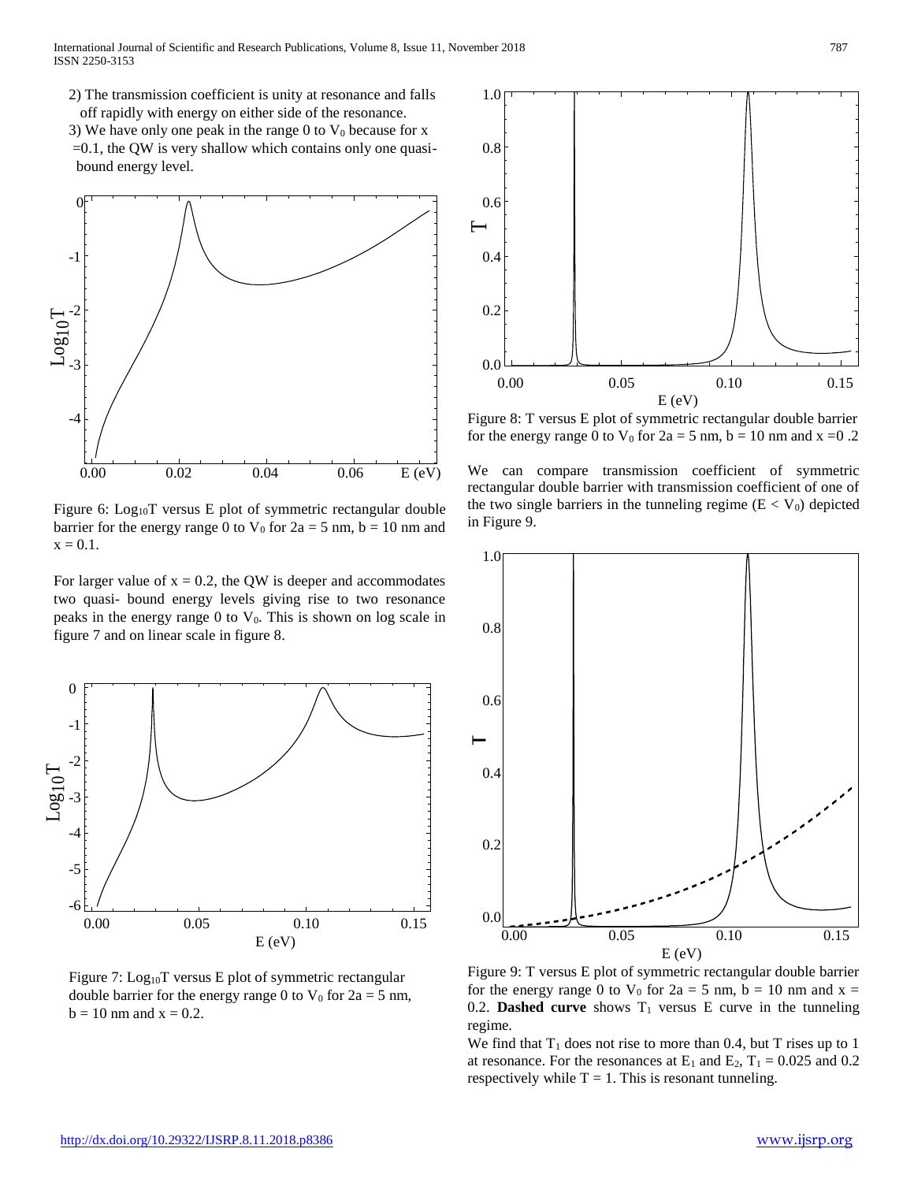2) The transmission coefficient is unity at resonance and falls off rapidly with energy on either side of the resonance.

3) We have only one peak in the range 0 to $V_0$ because for x =0.1, the QW is very shallow which contains only one quasi-bound energy level.

Figure 6: $Log_{10}T$ versus E plot of symmetric rectangular double barrier for the energy range 0 to $V_0$ for 2a = 5 nm, b = 10 nm and x = 0.1.

For larger value of x = 0.2, the QW is deeper and accommodates two quasi- bound energy levels giving rise to two resonance peaks in the energy range 0 to $V_0$. This is shown on log scale in figure 7 and on linear scale in figure 8.

Figure 7: $Log_{10}T$ versus E plot of symmetric rectangular double barrier for the energy range 0 to $V_0$ for 2a = 5 nm, b = 10 nm and x = 0.2.

Figure 8: T versus E plot of symmetric rectangular double barrier for the energy range 0 to $V_0$ for 2a = 5 nm, b = 10 nm and x =0 .2

We can compare transmission coefficient of symmetric rectangular double barrier with transmission coefficient of one of the two single barriers in the tunneling regime ($E < V_0$) depicted in Figure 9.

Figure 9: T versus E plot of symmetric rectangular double barrier for the energy range 0 to $V_0$ for 2a = 5 nm, b = 10 nm and x = 0.2. **Dashed curve** shows $T_1$ versus E curve in the tunneling regime.

We find that $T_1$ does not rise to more than 0.4, but T rises up to 1 at resonance. For the resonances at $E_1$ and $E_2$, $T_1$ = 0.025 and 0.2 respectively while T = 1. This is resonant tunneling.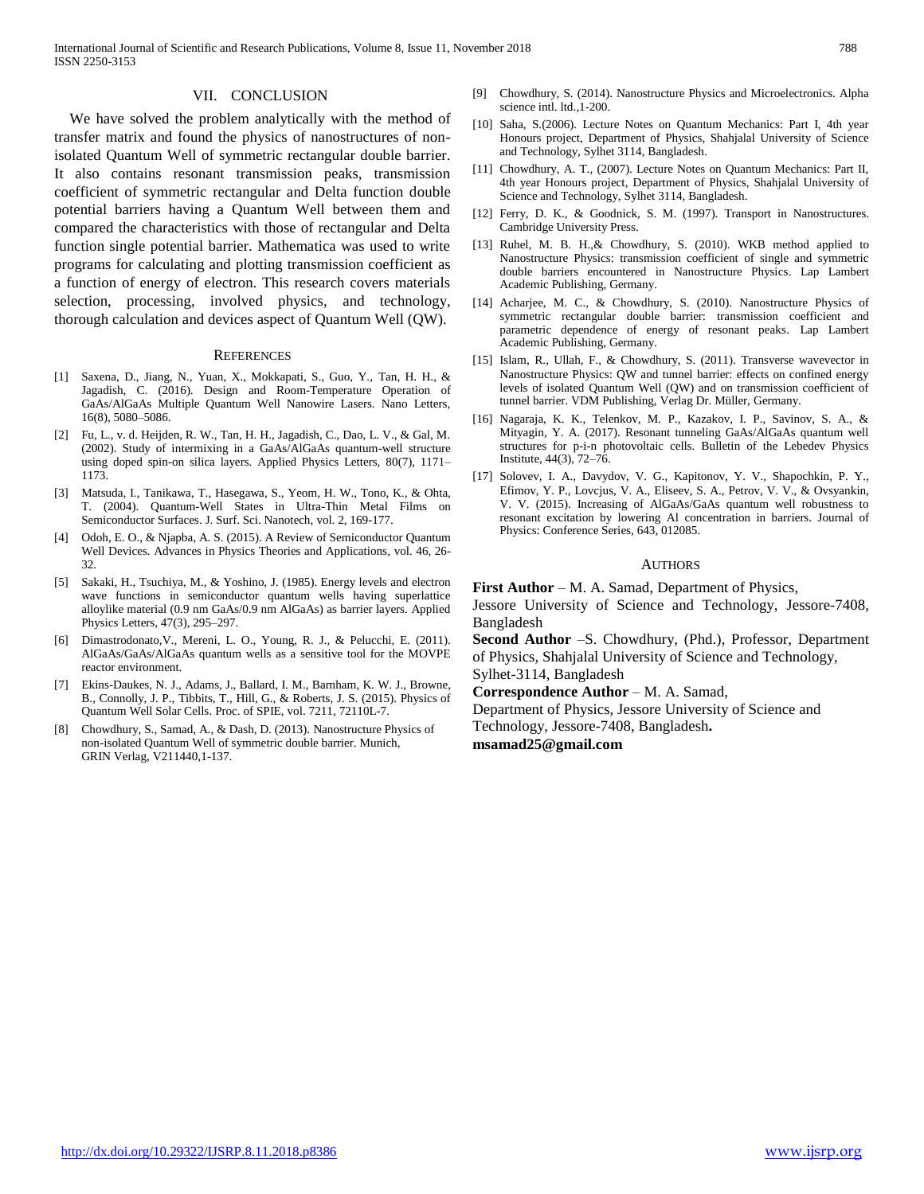## VII. CONCLUSION

We have solved the problem analytically with the method of transfer matrix and found the physics of nanostructures of non-isolated Quantum Well of symmetric rectangular double barrier. It also contains resonant transmission peaks, transmission coefficient of symmetric rectangular and Delta function double potential barriers having a Quantum Well between them and compared the characteristics with those of rectangular and Delta function single potential barrier. Mathematica was used to write programs for calculating and plotting transmission coefficient as a function of energy of electron. This research covers materials selection, processing, involved physics, and technology, thorough calculation and devices aspect of Quantum Well (QW).

## REFERENCES

[1] Saxena, D., Jiang, N., Yuan, X., Mokkapati, S., Guo, Y., Tan, H. H., & Jagadish, C. (2016). Design and Room-Temperature Operation of GaAs/AlGaAs Multiple Quantum Well Nanowire Lasers. Nano Letters, 16(8), 5080–5086.

[2] Fu, L., v. d. Heijden, R. W., Tan, H. H., Jagadish, C., Dao, L. V., & Gal, M. (2002). Study of intermixing in a GaAs/AlGaAs quantum-well structure using doped spin-on silica layers. Applied Physics Letters, 80(7), 1171–1173.

[3] Matsuda, I., Tanikawa, T., Hasegawa, S., Yeom, H. W., Tono, K., & Ohta, T. (2004). Quantum-Well States in Ultra-Thin Metal Films on Semiconductor Surfaces. J. Surf. Sci. Nanotech, vol. 2, 169-177.

[4] Odoh, E. O., & Njapba, A. S. (2015). A Review of Semiconductor Quantum Well Devices. Advances in Physics Theories and Applications, vol. 46, 26-32.

[5] Sakaki, H., Tsuchiya, M., & Yoshino, J. (1985). Energy levels and electron wave functions in semiconductor quantum wells having superlattice alloylike material (0.9 nm GaAs/0.9 nm AlGaAs) as barrier layers. Applied Physics Letters, 47(3), 295–297.

[6] Dimastrodonato,V., Mereni, L. O., Young, R. J., & Pelucchi, E. (2011). AlGaAs/GaAs/AlGaAs quantum wells as a sensitive tool for the MOVPE reactor environment.

[7] Ekins-Daukes, N. J., Adams, J., Ballard, I. M., Barnham, K. W. J., Browne, B., Connolly, J. P., Tibbits, T., Hill, G., & Roberts, J. S. (2015). Physics of Quantum Well Solar Cells. Proc. of SPIE, vol. 7211, 72110L-7.

[8] Chowdhury, S., Samad, A., & Dash, D. (2013). Nanostructure Physics of non-isolated Quantum Well of symmetric double barrier. Munich, GRIN Verlag, V211440,1-137.

[9] Chowdhury, S. (2014). Nanostructure Physics and Microelectronics. Alpha science intl. ltd.,1-200.

[10] Saha, S.(2006). Lecture Notes on Quantum Mechanics: Part I, 4th year Honours project, Department of Physics, Shahjalal University of Science and Technology, Sylhet 3114, Bangladesh.

[11] Chowdhury, A. T., (2007). Lecture Notes on Quantum Mechanics: Part II, 4th year Honours project, Department of Physics, Shahjalal University of Science and Technology, Sylhet 3114, Bangladesh.

[12] Ferry, D. K., & Goodnick, S. M. (1997). Transport in Nanostructures. Cambridge University Press.

[13] Ruhel, M. B. H.,& Chowdhury, S. (2010). WKB method applied to Nanostructure Physics: transmission coefficient of single and symmetric double barriers encountered in Nanostructure Physics. Lap Lambert Academic Publishing, Germany.

[14] Acharjee, M. C., & Chowdhury, S. (2010). Nanostructure Physics of symmetric rectangular double barrier: transmission coefficient and parametric dependence of energy of resonant peaks. Lap Lambert Academic Publishing, Germany.

[15] Islam, R., Ullah, F., & Chowdhury, S. (2011). Transverse wavevector in Nanostructure Physics: QW and tunnel barrier: effects on confined energy levels of isolated Quantum Well (QW) and on transmission coefficient of tunnel barrier. VDM Publishing, Verlag Dr. Müller, Germany.

[16] Nagaraja, K. K., Telenkov, M. P., Kazakov, I. P., Savinov, S. A., & Mityagin, Y. A. (2017). Resonant tunneling GaAs/AlGaAs quantum well structures for p-i-n photovoltaic cells. Bulletin of the Lebedev Physics Institute, 44(3), 72–76.

[17] Solovev, I. A., Davydov, V. G., Kapitonov, Y. V., Shapochkin, P. Y., Efimov, Y. P., Lovcjus, V. A., Eliseev, S. A., Petrov, V. V., & Ovsyankin, V. V. (2015). Increasing of AlGaAs/GaAs quantum well robustness to resonant excitation by lowering Al concentration in barriers. Journal of Physics: Conference Series, 643, 012085.

## AUTHORS

**First Author** – M. A. Samad, Department of Physics, Jessore University of Science and Technology, Jessore-7408, Bangladesh

**Second Author** –S. Chowdhury, (Phd.), Professor, Department of Physics, Shahjalal University of Science and Technology, Sylhet-3114, Bangladesh

**Correspondence Author** – M. A. Samad, Department of Physics, Jessore University of Science and Technology, Jessore-7408, Bangladesh**.**

**msamad25@gmail.com**

http://dx.doi.org/10.29322/IJSRP.8.11.2018.p8386 www.ijsrp.org